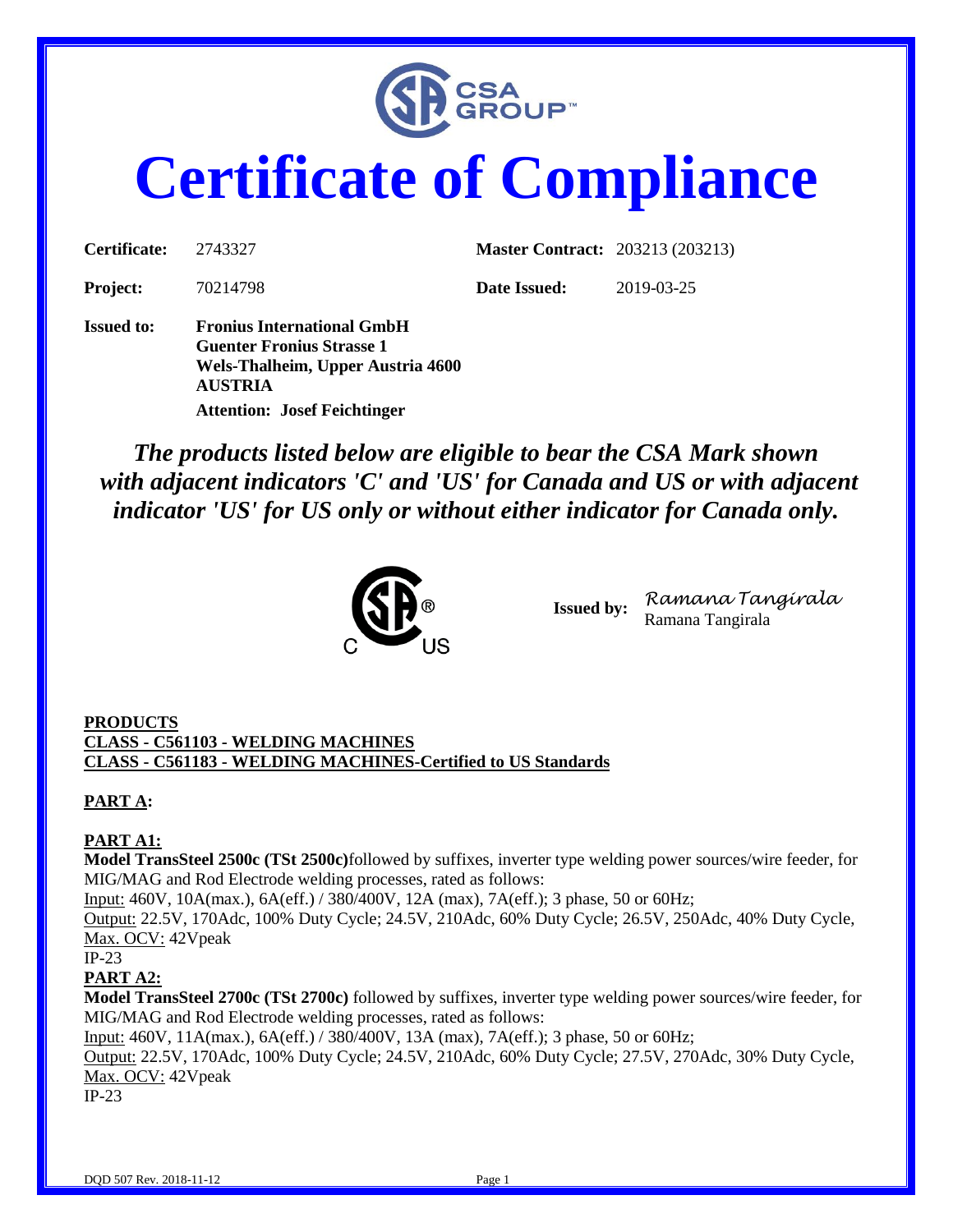CSA GROUP™

# Certificate of Compliance

| | | | |
|---|---|---|---|
| **Certificate:** | 2743327 | **Master Contract:** | 203213 (203213) |
| **Project:** | 70214798 | **Date Issued:** | 2019-03-25 |

**Issued to:** **Fronius International GmbH**
**Guenter Fronius Strasse 1**
**Wels-Thalheim, Upper Austria 4600**
**AUSTRIA**
**Attention: Josef Feichtinger**

***The products listed below are eligible to bear the CSA Mark shown with adjacent indicators 'C' and 'US' for Canada and US or with adjacent indicator 'US' for US only or without either indicator for Canada only.***

**Issued by:** Ramana Tangirala
Ramana Tangirala

**PRODUCTS**
**CLASS - C561103 - WELDING MACHINES**
**CLASS - C561183 - WELDING MACHINES-Certified to US Standards**

**PART A:**

**PART A1:**
**Model TransSteel 2500c (TSt 2500c)**followed by suffixes, inverter type welding power sources/wire feeder, for MIG/MAG and Rod Electrode welding processes, rated as follows:
Input: 460V, 10A(max.), 6A(eff.) / 380/400V, 12A (max), 7A(eff.); 3 phase, 50 or 60Hz;
Output: 22.5V, 170Adc, 100% Duty Cycle; 24.5V, 210Adc, 60% Duty Cycle; 26.5V, 250Adc, 40% Duty Cycle,
Max. OCV: 42Vpeak
IP-23

**PART A2:**
**Model TransSteel 2700c (TSt 2700c)** followed by suffixes, inverter type welding power sources/wire feeder, for MIG/MAG and Rod Electrode welding processes, rated as follows:
Input: 460V, 11A(max.), 6A(eff.) / 380/400V, 13A (max), 7A(eff.); 3 phase, 50 or 60Hz;
Output: 22.5V, 170Adc, 100% Duty Cycle; 24.5V, 210Adc, 60% Duty Cycle; 27.5V, 270Adc, 30% Duty Cycle,
Max. OCV: 42Vpeak
IP-23

DQD 507 Rev. 2018-11-12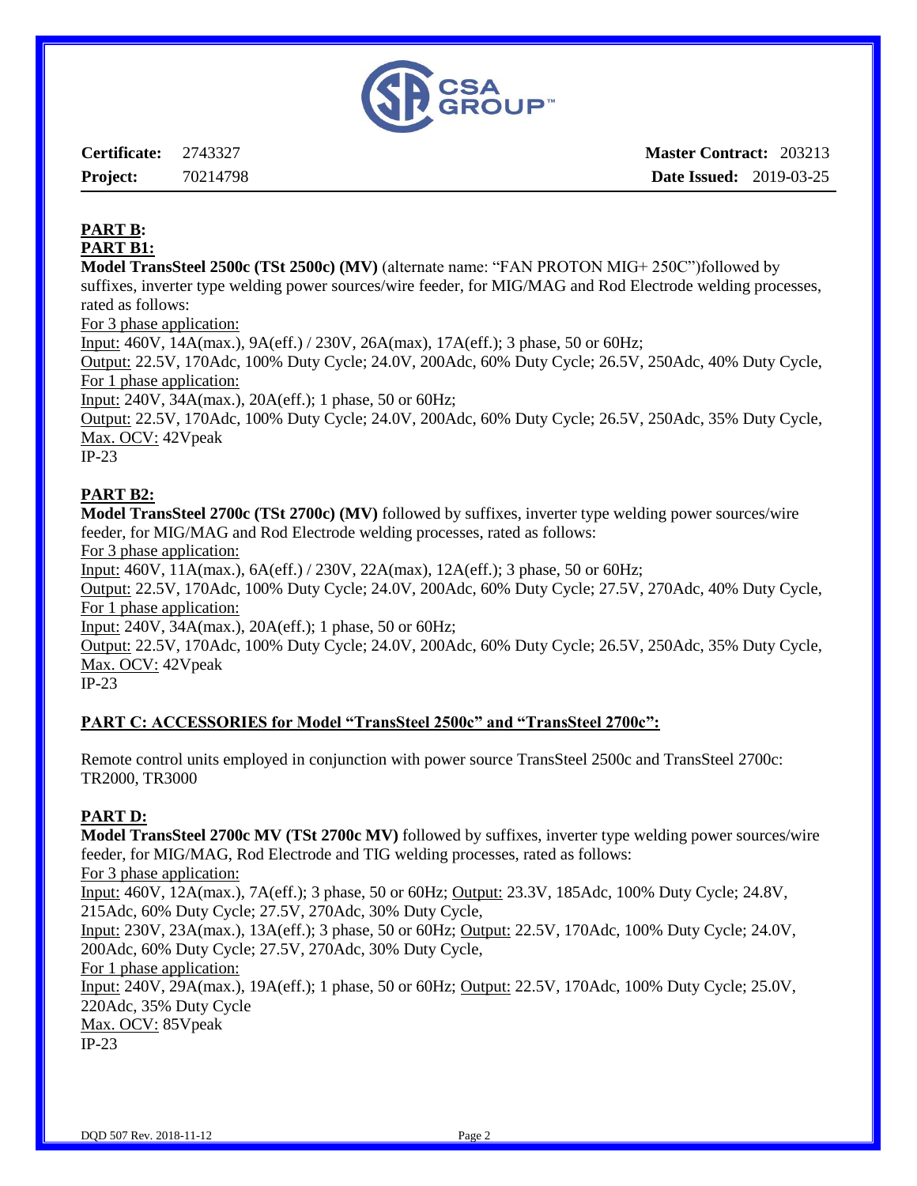**Certificate:** 2743327 **Master Contract:** 203213

**Project:** 70214798 **Date Issued:** 2019-03-25

**PART B:**

**PART B1:**

**Model TransSteel 2500c (TSt 2500c) (MV)** (alternate name: "FAN PROTON MIG+ 250C")followed by suffixes, inverter type welding power sources/wire feeder, for MIG/MAG and Rod Electrode welding processes, rated as follows:

For 3 phase application:

Input: 460V, 14A(max.), 9A(eff.) / 230V, 26A(max), 17A(eff.); 3 phase, 50 or 60Hz;

Output: 22.5V, 170Adc, 100% Duty Cycle; 24.0V, 200Adc, 60% Duty Cycle; 26.5V, 250Adc, 40% Duty Cycle,

For 1 phase application:

Input: 240V, 34A(max.), 20A(eff.); 1 phase, 50 or 60Hz;

Output: 22.5V, 170Adc, 100% Duty Cycle; 24.0V, 200Adc, 60% Duty Cycle; 26.5V, 250Adc, 35% Duty Cycle,

Max. OCV: 42Vpeak

IP-23

**PART B2:**

**Model TransSteel 2700c (TSt 2700c) (MV)** followed by suffixes, inverter type welding power sources/wire feeder, for MIG/MAG and Rod Electrode welding processes, rated as follows:

For 3 phase application:

Input: 460V, 11A(max.), 6A(eff.) / 230V, 22A(max), 12A(eff.); 3 phase, 50 or 60Hz;

Output: 22.5V, 170Adc, 100% Duty Cycle; 24.0V, 200Adc, 60% Duty Cycle; 27.5V, 270Adc, 40% Duty Cycle,

For 1 phase application:

Input: 240V, 34A(max.), 20A(eff.); 1 phase, 50 or 60Hz;

Output: 22.5V, 170Adc, 100% Duty Cycle; 24.0V, 200Adc, 60% Duty Cycle; 26.5V, 250Adc, 35% Duty Cycle,

Max. OCV: 42Vpeak

IP-23

**PART C: ACCESSORIES for Model "TransSteel 2500c" and "TransSteel 2700c":**

Remote control units employed in conjunction with power source TransSteel 2500c and TransSteel 2700c: TR2000, TR3000

**PART D:**

**Model TransSteel 2700c MV (TSt 2700c MV)** followed by suffixes, inverter type welding power sources/wire feeder, for MIG/MAG, Rod Electrode and TIG welding processes, rated as follows:

For 3 phase application:

Input: 460V, 12A(max.), 7A(eff.); 3 phase, 50 or 60Hz; Output: 23.3V, 185Adc, 100% Duty Cycle; 24.8V, 215Adc, 60% Duty Cycle; 27.5V, 270Adc, 30% Duty Cycle,

Input: 230V, 23A(max.), 13A(eff.); 3 phase, 50 or 60Hz; Output: 22.5V, 170Adc, 100% Duty Cycle; 24.0V, 200Adc, 60% Duty Cycle; 27.5V, 270Adc, 30% Duty Cycle,

For 1 phase application:

Input: 240V, 29A(max.), 19A(eff.); 1 phase, 50 or 60Hz; Output: 22.5V, 170Adc, 100% Duty Cycle; 25.0V, 220Adc, 35% Duty Cycle

Max. OCV: 85Vpeak

IP-23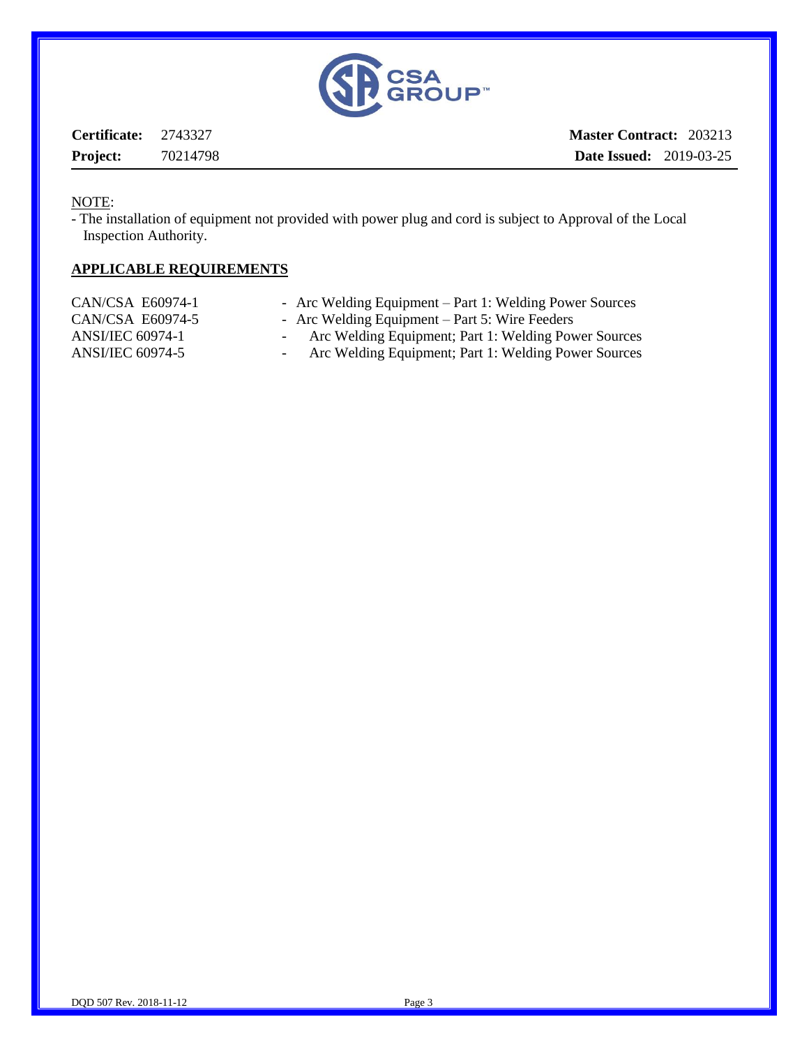| | | | |
|---|---|---|---|
| **Certificate:** | 2743327 | **Master Contract:** | 203213 |
| **Project:** | 70214798 | **Date Issued:** | 2019-03-25 |

NOTE:
- The installation of equipment not provided with power plug and cord is subject to Approval of the Local Inspection Authority.

## APPLICABLE REQUIREMENTS

| | |
|---|---|
| CAN/CSA E60974-1 | - Arc Welding Equipment – Part 1: Welding Power Sources |
| CAN/CSA E60974-5 | - Arc Welding Equipment – Part 5: Wire Feeders |
| ANSI/IEC 60974-1 | - Arc Welding Equipment; Part 1: Welding Power Sources |
| ANSI/IEC 60974-5 | - Arc Welding Equipment; Part 1: Welding Power Sources |

DQD 507 Rev. 2018-11-12